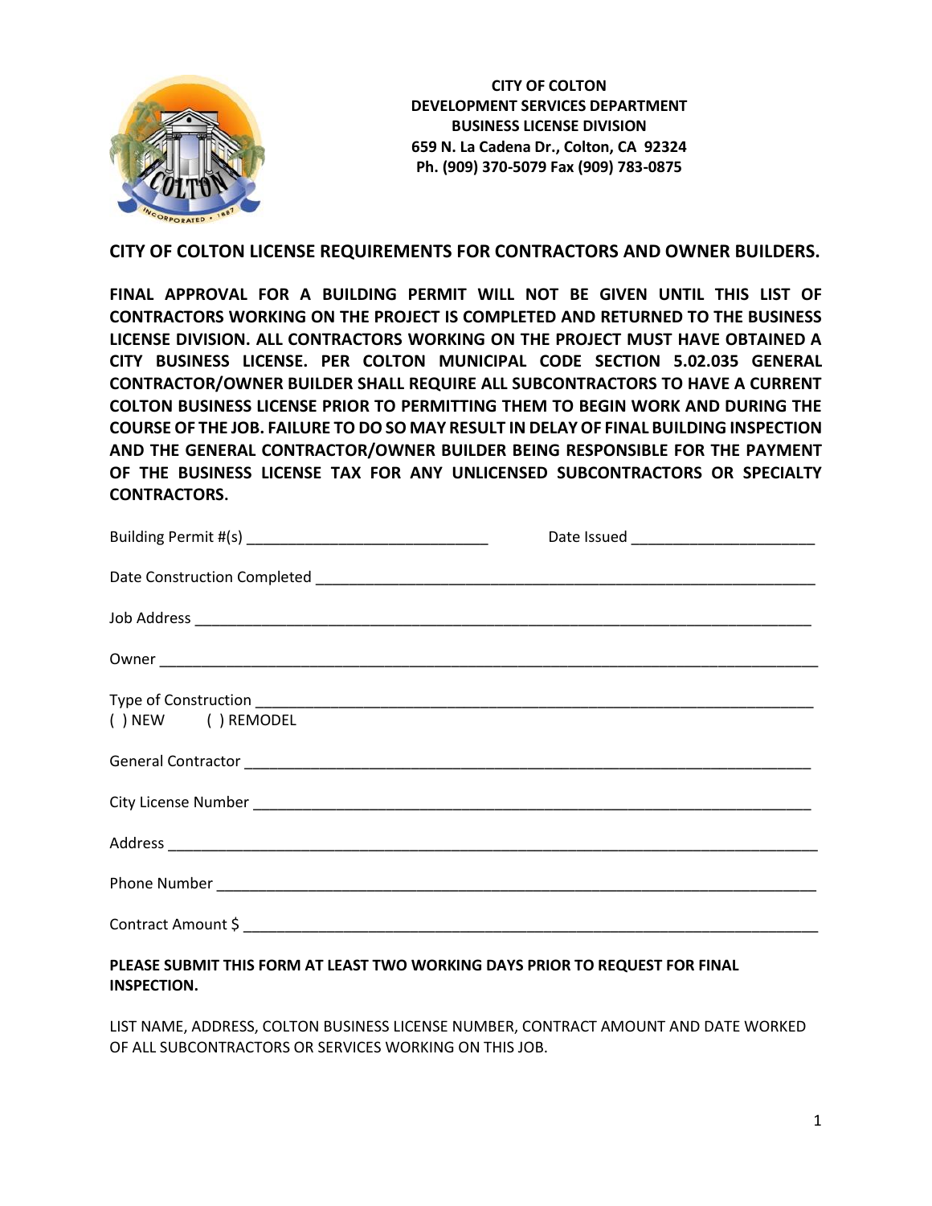**CITY OF COLTON**
**DEVELOPMENT SERVICES DEPARTMENT**
**BUSINESS LICENSE DIVISION**
**659 N. La Cadena Dr., Colton, CA 92324**
**Ph. (909) 370-5079 Fax (909) 783-0875**

## CITY OF COLTON LICENSE REQUIREMENTS FOR CONTRACTORS AND OWNER BUILDERS.

**FINAL APPROVAL FOR A BUILDING PERMIT WILL NOT BE GIVEN UNTIL THIS LIST OF CONTRACTORS WORKING ON THE PROJECT IS COMPLETED AND RETURNED TO THE BUSINESS LICENSE DIVISION. ALL CONTRACTORS WORKING ON THE PROJECT MUST HAVE OBTAINED A CITY BUSINESS LICENSE. PER COLTON MUNICIPAL CODE SECTION 5.02.035 GENERAL CONTRACTOR/OWNER BUILDER SHALL REQUIRE ALL SUBCONTRACTORS TO HAVE A CURRENT COLTON BUSINESS LICENSE PRIOR TO PERMITTING THEM TO BEGIN WORK AND DURING THE COURSE OF THE JOB. FAILURE TO DO SO MAY RESULT IN DELAY OF FINAL BUILDING INSPECTION AND THE GENERAL CONTRACTOR/OWNER BUILDER BEING RESPONSIBLE FOR THE PAYMENT OF THE BUSINESS LICENSE TAX FOR ANY UNLICENSED SUBCONTRACTORS OR SPECIALTY CONTRACTORS.**

Building Permit #(s) ______________________________ Date Issued ______________________

Date Construction Completed ______________________________________________________________

Job Address ____________________________________________________________________________

Owner _________________________________________________________________________________

Type of Construction ____________________________________________________________________
( ) NEW ( ) REMODEL

General Contractor ______________________________________________________________________

City License Number _____________________________________________________________________

Address ________________________________________________________________________________

Phone Number ___________________________________________________________________________

Contract Amount $ _______________________________________________________________________

**PLEASE SUBMIT THIS FORM AT LEAST TWO WORKING DAYS PRIOR TO REQUEST FOR FINAL INSPECTION.**

LIST NAME, ADDRESS, COLTON BUSINESS LICENSE NUMBER, CONTRACT AMOUNT AND DATE WORKED OF ALL SUBCONTRACTORS OR SERVICES WORKING ON THIS JOB.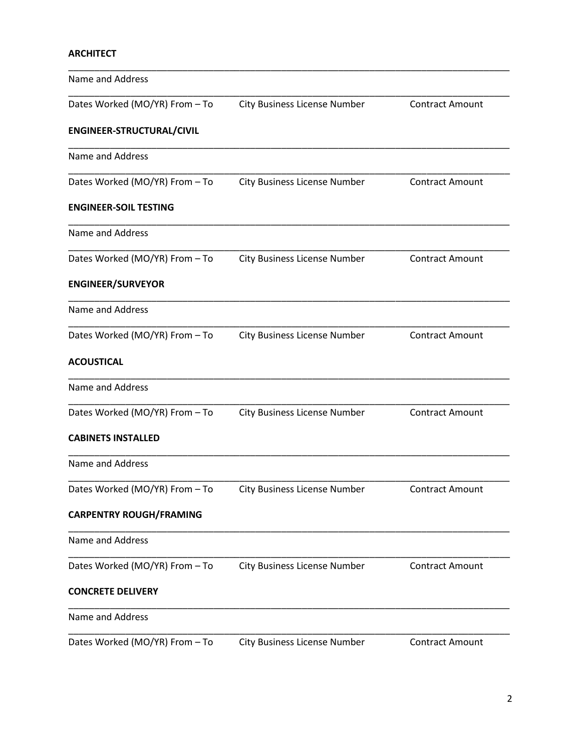**ARCHITECT**

\_\_\_\_\_\_\_\_\_\_\_\_\_\_\_\_\_\_\_\_\_\_\_\_\_\_\_\_\_\_\_\_\_\_\_\_\_\_\_\_\_\_\_\_\_\_\_\_\_\_\_\_\_\_\_\_\_\_\_\_\_\_\_\_\_\_\_\_\_\_\_\_\_\_\_\_\_\_

Name and Address

\_\_\_\_\_\_\_\_\_\_\_\_\_\_\_\_\_\_\_\_\_\_\_\_\_\_\_\_\_\_\_\_\_\_\_\_\_\_\_\_\_\_\_\_\_\_\_\_\_\_\_\_\_\_\_\_\_\_\_\_\_\_\_\_\_\_\_\_\_\_\_\_\_\_\_\_\_\_

Dates Worked (MO/YR) From – To | City Business License Number | Contract Amount

**ENGINEER-STRUCTURAL/CIVIL**

\_\_\_\_\_\_\_\_\_\_\_\_\_\_\_\_\_\_\_\_\_\_\_\_\_\_\_\_\_\_\_\_\_\_\_\_\_\_\_\_\_\_\_\_\_\_\_\_\_\_\_\_\_\_\_\_\_\_\_\_\_\_\_\_\_\_\_\_\_\_\_\_\_\_\_\_\_\_

Name and Address

\_\_\_\_\_\_\_\_\_\_\_\_\_\_\_\_\_\_\_\_\_\_\_\_\_\_\_\_\_\_\_\_\_\_\_\_\_\_\_\_\_\_\_\_\_\_\_\_\_\_\_\_\_\_\_\_\_\_\_\_\_\_\_\_\_\_\_\_\_\_\_\_\_\_\_\_\_\_

Dates Worked (MO/YR) From – To | City Business License Number | Contract Amount

**ENGINEER-SOIL TESTING**

\_\_\_\_\_\_\_\_\_\_\_\_\_\_\_\_\_\_\_\_\_\_\_\_\_\_\_\_\_\_\_\_\_\_\_\_\_\_\_\_\_\_\_\_\_\_\_\_\_\_\_\_\_\_\_\_\_\_\_\_\_\_\_\_\_\_\_\_\_\_\_\_\_\_\_\_\_\_

Name and Address

\_\_\_\_\_\_\_\_\_\_\_\_\_\_\_\_\_\_\_\_\_\_\_\_\_\_\_\_\_\_\_\_\_\_\_\_\_\_\_\_\_\_\_\_\_\_\_\_\_\_\_\_\_\_\_\_\_\_\_\_\_\_\_\_\_\_\_\_\_\_\_\_\_\_\_\_\_\_

Dates Worked (MO/YR) From – To | City Business License Number | Contract Amount

**ENGINEER/SURVEYOR**

\_\_\_\_\_\_\_\_\_\_\_\_\_\_\_\_\_\_\_\_\_\_\_\_\_\_\_\_\_\_\_\_\_\_\_\_\_\_\_\_\_\_\_\_\_\_\_\_\_\_\_\_\_\_\_\_\_\_\_\_\_\_\_\_\_\_\_\_\_\_\_\_\_\_\_\_\_\_

Name and Address

\_\_\_\_\_\_\_\_\_\_\_\_\_\_\_\_\_\_\_\_\_\_\_\_\_\_\_\_\_\_\_\_\_\_\_\_\_\_\_\_\_\_\_\_\_\_\_\_\_\_\_\_\_\_\_\_\_\_\_\_\_\_\_\_\_\_\_\_\_\_\_\_\_\_\_\_\_\_

Dates Worked (MO/YR) From – To | City Business License Number | Contract Amount

**ACOUSTICAL**

\_\_\_\_\_\_\_\_\_\_\_\_\_\_\_\_\_\_\_\_\_\_\_\_\_\_\_\_\_\_\_\_\_\_\_\_\_\_\_\_\_\_\_\_\_\_\_\_\_\_\_\_\_\_\_\_\_\_\_\_\_\_\_\_\_\_\_\_\_\_\_\_\_\_\_\_\_\_

Name and Address

\_\_\_\_\_\_\_\_\_\_\_\_\_\_\_\_\_\_\_\_\_\_\_\_\_\_\_\_\_\_\_\_\_\_\_\_\_\_\_\_\_\_\_\_\_\_\_\_\_\_\_\_\_\_\_\_\_\_\_\_\_\_\_\_\_\_\_\_\_\_\_\_\_\_\_\_\_\_

Dates Worked (MO/YR) From – To | City Business License Number | Contract Amount

**CABINETS INSTALLED**

\_\_\_\_\_\_\_\_\_\_\_\_\_\_\_\_\_\_\_\_\_\_\_\_\_\_\_\_\_\_\_\_\_\_\_\_\_\_\_\_\_\_\_\_\_\_\_\_\_\_\_\_\_\_\_\_\_\_\_\_\_\_\_\_\_\_\_\_\_\_\_\_\_\_\_\_\_\_

Name and Address

\_\_\_\_\_\_\_\_\_\_\_\_\_\_\_\_\_\_\_\_\_\_\_\_\_\_\_\_\_\_\_\_\_\_\_\_\_\_\_\_\_\_\_\_\_\_\_\_\_\_\_\_\_\_\_\_\_\_\_\_\_\_\_\_\_\_\_\_\_\_\_\_\_\_\_\_\_\_

Dates Worked (MO/YR) From – To | City Business License Number | Contract Amount

**CARPENTRY ROUGH/FRAMING**

\_\_\_\_\_\_\_\_\_\_\_\_\_\_\_\_\_\_\_\_\_\_\_\_\_\_\_\_\_\_\_\_\_\_\_\_\_\_\_\_\_\_\_\_\_\_\_\_\_\_\_\_\_\_\_\_\_\_\_\_\_\_\_\_\_\_\_\_\_\_\_\_\_\_\_\_\_\_

Name and Address

\_\_\_\_\_\_\_\_\_\_\_\_\_\_\_\_\_\_\_\_\_\_\_\_\_\_\_\_\_\_\_\_\_\_\_\_\_\_\_\_\_\_\_\_\_\_\_\_\_\_\_\_\_\_\_\_\_\_\_\_\_\_\_\_\_\_\_\_\_\_\_\_\_\_\_\_\_\_

Dates Worked (MO/YR) From – To | City Business License Number | Contract Amount

**CONCRETE DELIVERY**

\_\_\_\_\_\_\_\_\_\_\_\_\_\_\_\_\_\_\_\_\_\_\_\_\_\_\_\_\_\_\_\_\_\_\_\_\_\_\_\_\_\_\_\_\_\_\_\_\_\_\_\_\_\_\_\_\_\_\_\_\_\_\_\_\_\_\_\_\_\_\_\_\_\_\_\_\_\_

Name and Address

\_\_\_\_\_\_\_\_\_\_\_\_\_\_\_\_\_\_\_\_\_\_\_\_\_\_\_\_\_\_\_\_\_\_\_\_\_\_\_\_\_\_\_\_\_\_\_\_\_\_\_\_\_\_\_\_\_\_\_\_\_\_\_\_\_\_\_\_\_\_\_\_\_\_\_\_\_\_

Dates Worked (MO/YR) From – To | City Business License Number | Contract Amount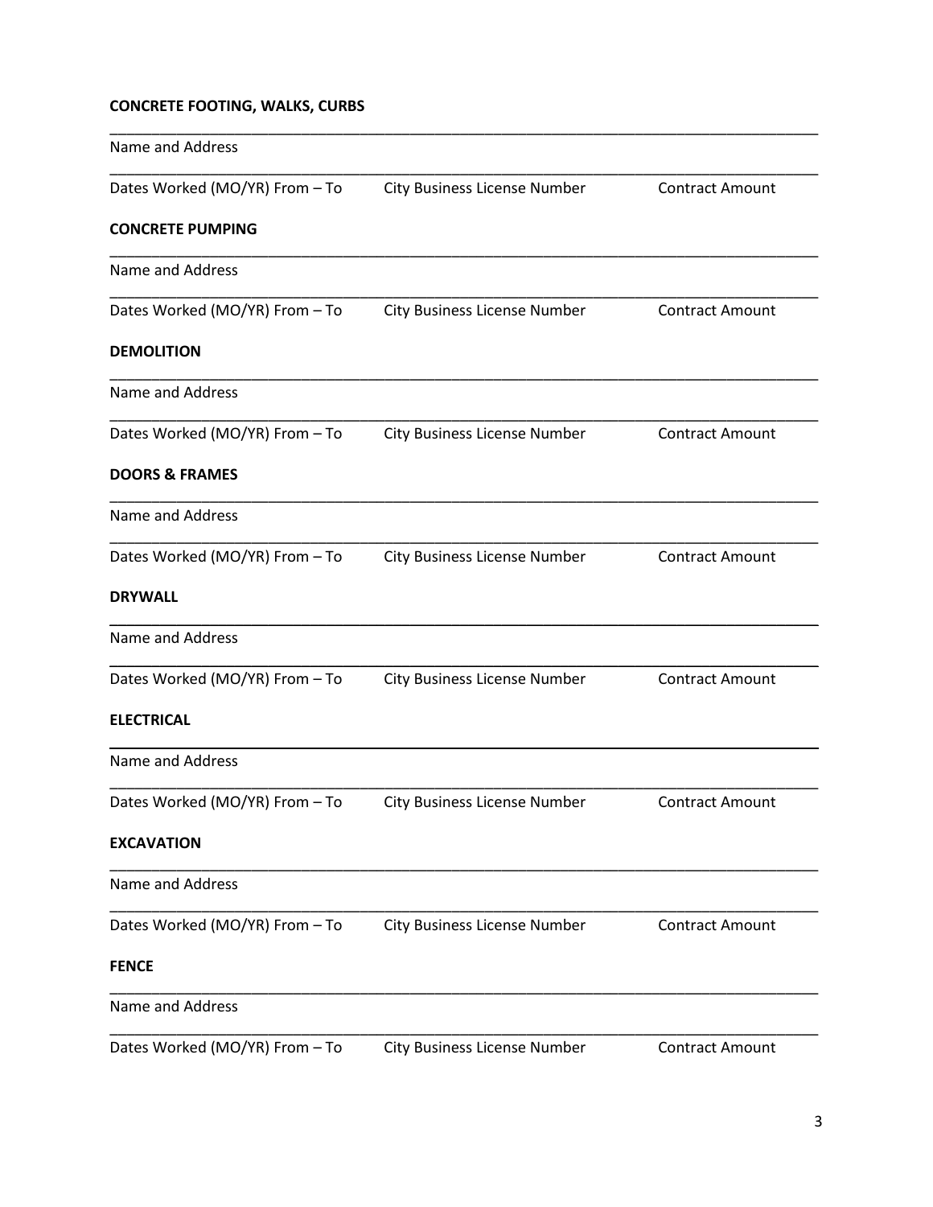**CONCRETE FOOTING, WALKS, CURBS**

\_\_\_\_\_\_\_\_\_\_\_\_\_\_\_\_\_\_\_\_\_\_\_\_\_\_\_\_\_\_\_\_\_\_\_\_\_\_\_\_\_\_\_\_\_\_\_\_\_\_\_\_\_\_\_\_\_\_\_\_\_\_\_\_\_\_\_\_\_\_\_\_\_\_\_\_\_\_

Name and Address

\_\_\_\_\_\_\_\_\_\_\_\_\_\_\_\_\_\_\_\_\_\_\_\_\_\_\_\_\_\_\_\_\_\_\_\_\_\_\_\_\_\_\_\_\_\_\_\_\_\_\_\_\_\_\_\_\_\_\_\_\_\_\_\_\_\_\_\_\_\_\_\_\_\_\_\_\_\_

Dates Worked (MO/YR) From – To    City Business License Number    Contract Amount

**CONCRETE PUMPING**

\_\_\_\_\_\_\_\_\_\_\_\_\_\_\_\_\_\_\_\_\_\_\_\_\_\_\_\_\_\_\_\_\_\_\_\_\_\_\_\_\_\_\_\_\_\_\_\_\_\_\_\_\_\_\_\_\_\_\_\_\_\_\_\_\_\_\_\_\_\_\_\_\_\_\_\_\_\_

Name and Address

\_\_\_\_\_\_\_\_\_\_\_\_\_\_\_\_\_\_\_\_\_\_\_\_\_\_\_\_\_\_\_\_\_\_\_\_\_\_\_\_\_\_\_\_\_\_\_\_\_\_\_\_\_\_\_\_\_\_\_\_\_\_\_\_\_\_\_\_\_\_\_\_\_\_\_\_\_\_

Dates Worked (MO/YR) From – To    City Business License Number    Contract Amount

**DEMOLITION**

\_\_\_\_\_\_\_\_\_\_\_\_\_\_\_\_\_\_\_\_\_\_\_\_\_\_\_\_\_\_\_\_\_\_\_\_\_\_\_\_\_\_\_\_\_\_\_\_\_\_\_\_\_\_\_\_\_\_\_\_\_\_\_\_\_\_\_\_\_\_\_\_\_\_\_\_\_\_

Name and Address

\_\_\_\_\_\_\_\_\_\_\_\_\_\_\_\_\_\_\_\_\_\_\_\_\_\_\_\_\_\_\_\_\_\_\_\_\_\_\_\_\_\_\_\_\_\_\_\_\_\_\_\_\_\_\_\_\_\_\_\_\_\_\_\_\_\_\_\_\_\_\_\_\_\_\_\_\_\_

Dates Worked (MO/YR) From – To    City Business License Number    Contract Amount

**DOORS & FRAMES**

\_\_\_\_\_\_\_\_\_\_\_\_\_\_\_\_\_\_\_\_\_\_\_\_\_\_\_\_\_\_\_\_\_\_\_\_\_\_\_\_\_\_\_\_\_\_\_\_\_\_\_\_\_\_\_\_\_\_\_\_\_\_\_\_\_\_\_\_\_\_\_\_\_\_\_\_\_\_

Name and Address

\_\_\_\_\_\_\_\_\_\_\_\_\_\_\_\_\_\_\_\_\_\_\_\_\_\_\_\_\_\_\_\_\_\_\_\_\_\_\_\_\_\_\_\_\_\_\_\_\_\_\_\_\_\_\_\_\_\_\_\_\_\_\_\_\_\_\_\_\_\_\_\_\_\_\_\_\_\_

Dates Worked (MO/YR) From – To    City Business License Number    Contract Amount

**DRYWALL**

\_\_\_\_\_\_\_\_\_\_\_\_\_\_\_\_\_\_\_\_\_\_\_\_\_\_\_\_\_\_\_\_\_\_\_\_\_\_\_\_\_\_\_\_\_\_\_\_\_\_\_\_\_\_\_\_\_\_\_\_\_\_\_\_\_\_\_\_\_\_\_\_\_\_\_\_\_\_

Name and Address

\_\_\_\_\_\_\_\_\_\_\_\_\_\_\_\_\_\_\_\_\_\_\_\_\_\_\_\_\_\_\_\_\_\_\_\_\_\_\_\_\_\_\_\_\_\_\_\_\_\_\_\_\_\_\_\_\_\_\_\_\_\_\_\_\_\_\_\_\_\_\_\_\_\_\_\_\_\_

Dates Worked (MO/YR) From – To    City Business License Number    Contract Amount

**ELECTRICAL**

\_\_\_\_\_\_\_\_\_\_\_\_\_\_\_\_\_\_\_\_\_\_\_\_\_\_\_\_\_\_\_\_\_\_\_\_\_\_\_\_\_\_\_\_\_\_\_\_\_\_\_\_\_\_\_\_\_\_\_\_\_\_\_\_\_\_\_\_\_\_\_\_\_\_\_\_\_\_

Name and Address

\_\_\_\_\_\_\_\_\_\_\_\_\_\_\_\_\_\_\_\_\_\_\_\_\_\_\_\_\_\_\_\_\_\_\_\_\_\_\_\_\_\_\_\_\_\_\_\_\_\_\_\_\_\_\_\_\_\_\_\_\_\_\_\_\_\_\_\_\_\_\_\_\_\_\_\_\_\_

Dates Worked (MO/YR) From – To    City Business License Number    Contract Amount

**EXCAVATION**

\_\_\_\_\_\_\_\_\_\_\_\_\_\_\_\_\_\_\_\_\_\_\_\_\_\_\_\_\_\_\_\_\_\_\_\_\_\_\_\_\_\_\_\_\_\_\_\_\_\_\_\_\_\_\_\_\_\_\_\_\_\_\_\_\_\_\_\_\_\_\_\_\_\_\_\_\_\_

Name and Address

\_\_\_\_\_\_\_\_\_\_\_\_\_\_\_\_\_\_\_\_\_\_\_\_\_\_\_\_\_\_\_\_\_\_\_\_\_\_\_\_\_\_\_\_\_\_\_\_\_\_\_\_\_\_\_\_\_\_\_\_\_\_\_\_\_\_\_\_\_\_\_\_\_\_\_\_\_\_

Dates Worked (MO/YR) From – To    City Business License Number    Contract Amount

**FENCE**

\_\_\_\_\_\_\_\_\_\_\_\_\_\_\_\_\_\_\_\_\_\_\_\_\_\_\_\_\_\_\_\_\_\_\_\_\_\_\_\_\_\_\_\_\_\_\_\_\_\_\_\_\_\_\_\_\_\_\_\_\_\_\_\_\_\_\_\_\_\_\_\_\_\_\_\_\_\_

Name and Address

\_\_\_\_\_\_\_\_\_\_\_\_\_\_\_\_\_\_\_\_\_\_\_\_\_\_\_\_\_\_\_\_\_\_\_\_\_\_\_\_\_\_\_\_\_\_\_\_\_\_\_\_\_\_\_\_\_\_\_\_\_\_\_\_\_\_\_\_\_\_\_\_\_\_\_\_\_\_

Dates Worked (MO/YR) From – To    City Business License Number    Contract Amount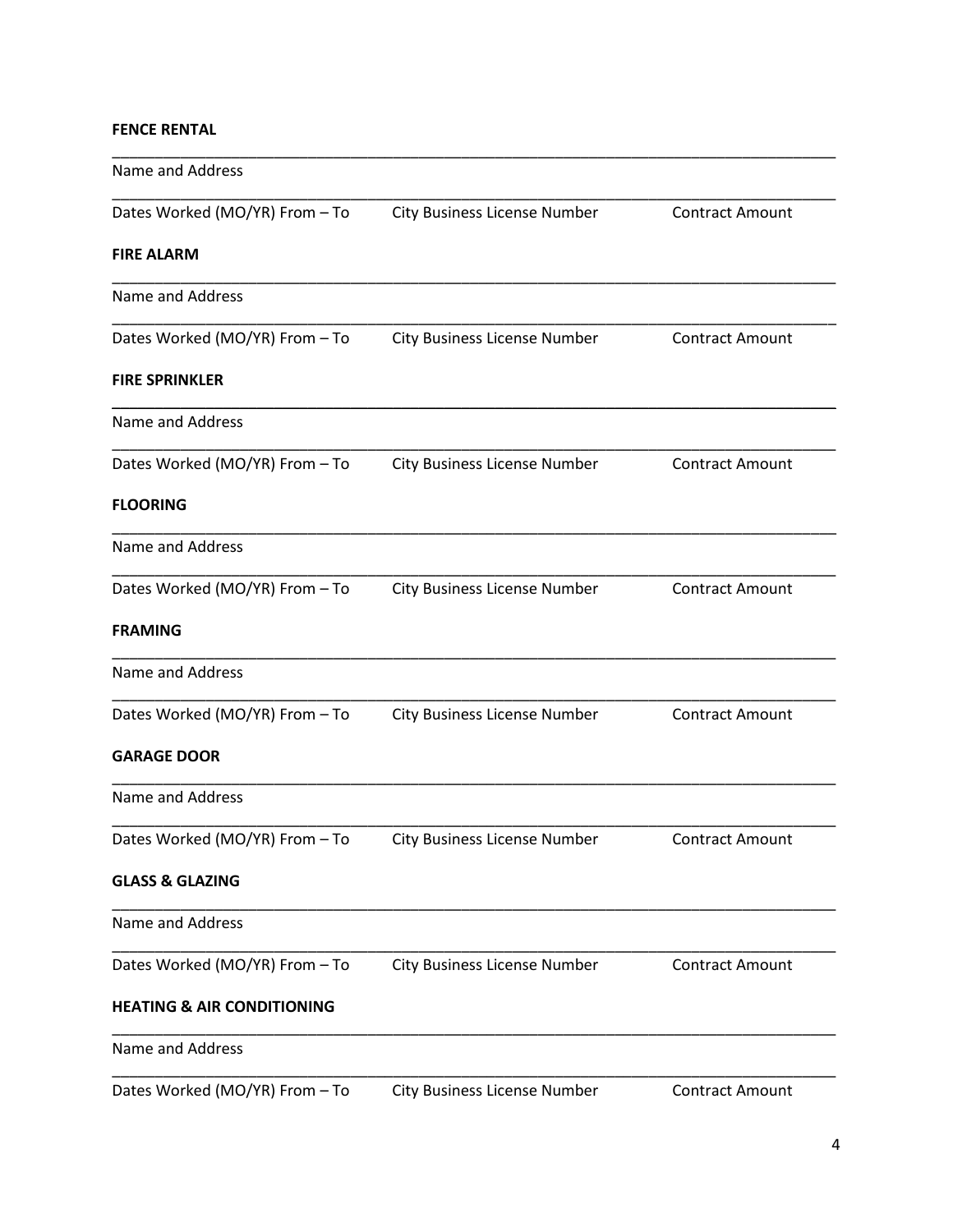**FENCE RENTAL**

\_\_\_\_\_\_\_\_\_\_\_\_\_\_\_\_\_\_\_\_\_\_\_\_\_\_\_\_\_\_\_\_\_\_\_\_\_\_\_\_\_\_\_\_\_\_\_\_\_\_\_\_\_\_\_\_\_\_\_\_\_\_\_\_\_\_\_\_\_\_\_\_\_\_\_\_\_\_

Name and Address

\_\_\_\_\_\_\_\_\_\_\_\_\_\_\_\_\_\_\_\_\_\_\_\_\_\_\_\_\_\_\_\_\_\_\_\_\_\_\_\_\_\_\_\_\_\_\_\_\_\_\_\_\_\_\_\_\_\_\_\_\_\_\_\_\_\_\_\_\_\_\_\_\_\_\_\_\_\_

Dates Worked (MO/YR) From – To &nbsp;&nbsp;&nbsp;&nbsp; City Business License Number &nbsp;&nbsp;&nbsp;&nbsp; Contract Amount

**FIRE ALARM**

\_\_\_\_\_\_\_\_\_\_\_\_\_\_\_\_\_\_\_\_\_\_\_\_\_\_\_\_\_\_\_\_\_\_\_\_\_\_\_\_\_\_\_\_\_\_\_\_\_\_\_\_\_\_\_\_\_\_\_\_\_\_\_\_\_\_\_\_\_\_\_\_\_\_\_\_\_\_

Name and Address

\_\_\_\_\_\_\_\_\_\_\_\_\_\_\_\_\_\_\_\_\_\_\_\_\_\_\_\_\_\_\_\_\_\_\_\_\_\_\_\_\_\_\_\_\_\_\_\_\_\_\_\_\_\_\_\_\_\_\_\_\_\_\_\_\_\_\_\_\_\_\_\_\_\_\_\_\_\_

Dates Worked (MO/YR) From – To &nbsp;&nbsp;&nbsp;&nbsp; City Business License Number &nbsp;&nbsp;&nbsp;&nbsp; Contract Amount

**FIRE SPRINKLER**

\_\_\_\_\_\_\_\_\_\_\_\_\_\_\_\_\_\_\_\_\_\_\_\_\_\_\_\_\_\_\_\_\_\_\_\_\_\_\_\_\_\_\_\_\_\_\_\_\_\_\_\_\_\_\_\_\_\_\_\_\_\_\_\_\_\_\_\_\_\_\_\_\_\_\_\_\_\_

Name and Address

\_\_\_\_\_\_\_\_\_\_\_\_\_\_\_\_\_\_\_\_\_\_\_\_\_\_\_\_\_\_\_\_\_\_\_\_\_\_\_\_\_\_\_\_\_\_\_\_\_\_\_\_\_\_\_\_\_\_\_\_\_\_\_\_\_\_\_\_\_\_\_\_\_\_\_\_\_\_

Dates Worked (MO/YR) From – To &nbsp;&nbsp;&nbsp;&nbsp; City Business License Number &nbsp;&nbsp;&nbsp;&nbsp; Contract Amount

**FLOORING**

\_\_\_\_\_\_\_\_\_\_\_\_\_\_\_\_\_\_\_\_\_\_\_\_\_\_\_\_\_\_\_\_\_\_\_\_\_\_\_\_\_\_\_\_\_\_\_\_\_\_\_\_\_\_\_\_\_\_\_\_\_\_\_\_\_\_\_\_\_\_\_\_\_\_\_\_\_\_

Name and Address

\_\_\_\_\_\_\_\_\_\_\_\_\_\_\_\_\_\_\_\_\_\_\_\_\_\_\_\_\_\_\_\_\_\_\_\_\_\_\_\_\_\_\_\_\_\_\_\_\_\_\_\_\_\_\_\_\_\_\_\_\_\_\_\_\_\_\_\_\_\_\_\_\_\_\_\_\_\_

Dates Worked (MO/YR) From – To &nbsp;&nbsp;&nbsp;&nbsp; City Business License Number &nbsp;&nbsp;&nbsp;&nbsp; Contract Amount

**FRAMING**

\_\_\_\_\_\_\_\_\_\_\_\_\_\_\_\_\_\_\_\_\_\_\_\_\_\_\_\_\_\_\_\_\_\_\_\_\_\_\_\_\_\_\_\_\_\_\_\_\_\_\_\_\_\_\_\_\_\_\_\_\_\_\_\_\_\_\_\_\_\_\_\_\_\_\_\_\_\_

Name and Address

\_\_\_\_\_\_\_\_\_\_\_\_\_\_\_\_\_\_\_\_\_\_\_\_\_\_\_\_\_\_\_\_\_\_\_\_\_\_\_\_\_\_\_\_\_\_\_\_\_\_\_\_\_\_\_\_\_\_\_\_\_\_\_\_\_\_\_\_\_\_\_\_\_\_\_\_\_\_

Dates Worked (MO/YR) From – To &nbsp;&nbsp;&nbsp;&nbsp; City Business License Number &nbsp;&nbsp;&nbsp;&nbsp; Contract Amount

**GARAGE DOOR**

\_\_\_\_\_\_\_\_\_\_\_\_\_\_\_\_\_\_\_\_\_\_\_\_\_\_\_\_\_\_\_\_\_\_\_\_\_\_\_\_\_\_\_\_\_\_\_\_\_\_\_\_\_\_\_\_\_\_\_\_\_\_\_\_\_\_\_\_\_\_\_\_\_\_\_\_\_\_

Name and Address

\_\_\_\_\_\_\_\_\_\_\_\_\_\_\_\_\_\_\_\_\_\_\_\_\_\_\_\_\_\_\_\_\_\_\_\_\_\_\_\_\_\_\_\_\_\_\_\_\_\_\_\_\_\_\_\_\_\_\_\_\_\_\_\_\_\_\_\_\_\_\_\_\_\_\_\_\_\_

Dates Worked (MO/YR) From – To &nbsp;&nbsp;&nbsp;&nbsp; City Business License Number &nbsp;&nbsp;&nbsp;&nbsp; Contract Amount

**GLASS & GLAZING**

\_\_\_\_\_\_\_\_\_\_\_\_\_\_\_\_\_\_\_\_\_\_\_\_\_\_\_\_\_\_\_\_\_\_\_\_\_\_\_\_\_\_\_\_\_\_\_\_\_\_\_\_\_\_\_\_\_\_\_\_\_\_\_\_\_\_\_\_\_\_\_\_\_\_\_\_\_\_

Name and Address

\_\_\_\_\_\_\_\_\_\_\_\_\_\_\_\_\_\_\_\_\_\_\_\_\_\_\_\_\_\_\_\_\_\_\_\_\_\_\_\_\_\_\_\_\_\_\_\_\_\_\_\_\_\_\_\_\_\_\_\_\_\_\_\_\_\_\_\_\_\_\_\_\_\_\_\_\_\_

Dates Worked (MO/YR) From – To &nbsp;&nbsp;&nbsp;&nbsp; City Business License Number &nbsp;&nbsp;&nbsp;&nbsp; Contract Amount

**HEATING & AIR CONDITIONING**

\_\_\_\_\_\_\_\_\_\_\_\_\_\_\_\_\_\_\_\_\_\_\_\_\_\_\_\_\_\_\_\_\_\_\_\_\_\_\_\_\_\_\_\_\_\_\_\_\_\_\_\_\_\_\_\_\_\_\_\_\_\_\_\_\_\_\_\_\_\_\_\_\_\_\_\_\_\_

Name and Address

\_\_\_\_\_\_\_\_\_\_\_\_\_\_\_\_\_\_\_\_\_\_\_\_\_\_\_\_\_\_\_\_\_\_\_\_\_\_\_\_\_\_\_\_\_\_\_\_\_\_\_\_\_\_\_\_\_\_\_\_\_\_\_\_\_\_\_\_\_\_\_\_\_\_\_\_\_\_

Dates Worked (MO/YR) From – To &nbsp;&nbsp;&nbsp;&nbsp; City Business License Number &nbsp;&nbsp;&nbsp;&nbsp; Contract Amount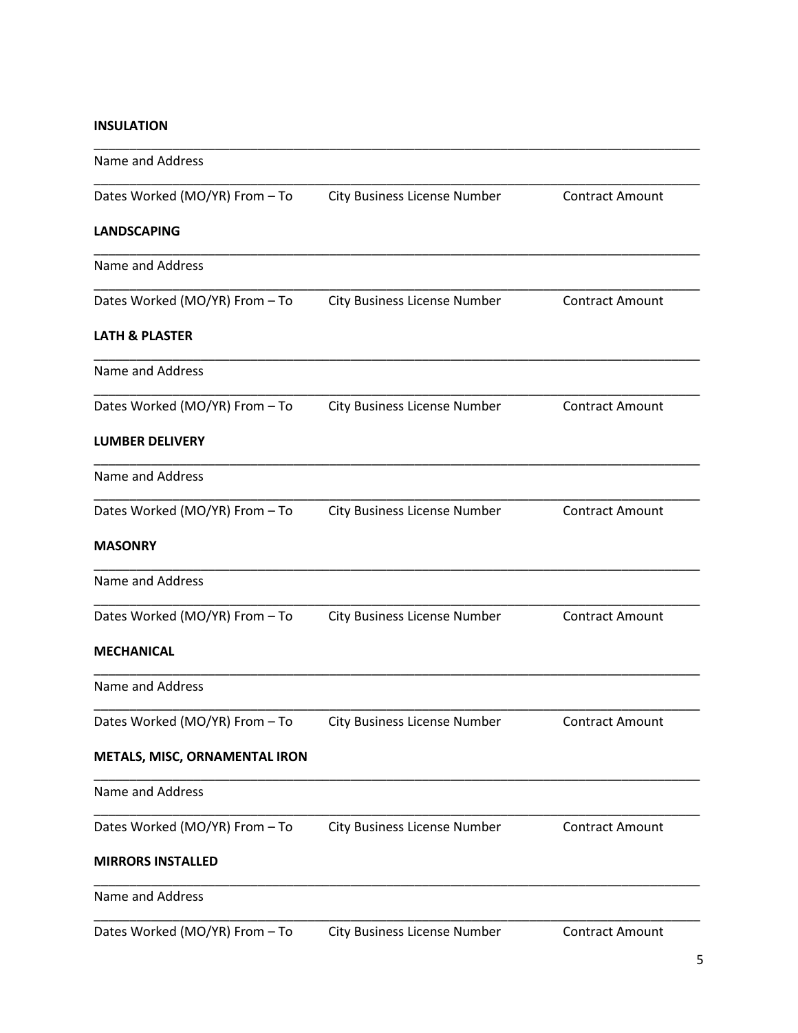**INSULATION**

\_\_\_\_\_\_\_\_\_\_\_\_\_\_\_\_\_\_\_\_\_\_\_\_\_\_\_\_\_\_\_\_\_\_\_\_\_\_\_\_\_\_\_\_\_\_\_\_\_\_\_\_\_\_\_\_\_\_\_\_\_\_\_\_\_\_\_\_\_\_\_\_\_\_\_\_\_\_

Name and Address

\_\_\_\_\_\_\_\_\_\_\_\_\_\_\_\_\_\_\_\_\_\_\_\_\_\_\_\_\_\_\_\_\_\_\_\_\_\_\_\_\_\_\_\_\_\_\_\_\_\_\_\_\_\_\_\_\_\_\_\_\_\_\_\_\_\_\_\_\_\_\_\_\_\_\_\_\_\_

Dates Worked (MO/YR) From – To    City Business License Number    Contract Amount

**LANDSCAPING**

\_\_\_\_\_\_\_\_\_\_\_\_\_\_\_\_\_\_\_\_\_\_\_\_\_\_\_\_\_\_\_\_\_\_\_\_\_\_\_\_\_\_\_\_\_\_\_\_\_\_\_\_\_\_\_\_\_\_\_\_\_\_\_\_\_\_\_\_\_\_\_\_\_\_\_\_\_\_

Name and Address

\_\_\_\_\_\_\_\_\_\_\_\_\_\_\_\_\_\_\_\_\_\_\_\_\_\_\_\_\_\_\_\_\_\_\_\_\_\_\_\_\_\_\_\_\_\_\_\_\_\_\_\_\_\_\_\_\_\_\_\_\_\_\_\_\_\_\_\_\_\_\_\_\_\_\_\_\_\_

Dates Worked (MO/YR) From – To    City Business License Number    Contract Amount

**LATH & PLASTER**

\_\_\_\_\_\_\_\_\_\_\_\_\_\_\_\_\_\_\_\_\_\_\_\_\_\_\_\_\_\_\_\_\_\_\_\_\_\_\_\_\_\_\_\_\_\_\_\_\_\_\_\_\_\_\_\_\_\_\_\_\_\_\_\_\_\_\_\_\_\_\_\_\_\_\_\_\_\_

Name and Address

\_\_\_\_\_\_\_\_\_\_\_\_\_\_\_\_\_\_\_\_\_\_\_\_\_\_\_\_\_\_\_\_\_\_\_\_\_\_\_\_\_\_\_\_\_\_\_\_\_\_\_\_\_\_\_\_\_\_\_\_\_\_\_\_\_\_\_\_\_\_\_\_\_\_\_\_\_\_

Dates Worked (MO/YR) From – To    City Business License Number    Contract Amount

**LUMBER DELIVERY**

\_\_\_\_\_\_\_\_\_\_\_\_\_\_\_\_\_\_\_\_\_\_\_\_\_\_\_\_\_\_\_\_\_\_\_\_\_\_\_\_\_\_\_\_\_\_\_\_\_\_\_\_\_\_\_\_\_\_\_\_\_\_\_\_\_\_\_\_\_\_\_\_\_\_\_\_\_\_

Name and Address

\_\_\_\_\_\_\_\_\_\_\_\_\_\_\_\_\_\_\_\_\_\_\_\_\_\_\_\_\_\_\_\_\_\_\_\_\_\_\_\_\_\_\_\_\_\_\_\_\_\_\_\_\_\_\_\_\_\_\_\_\_\_\_\_\_\_\_\_\_\_\_\_\_\_\_\_\_\_

Dates Worked (MO/YR) From – To    City Business License Number    Contract Amount

**MASONRY**

\_\_\_\_\_\_\_\_\_\_\_\_\_\_\_\_\_\_\_\_\_\_\_\_\_\_\_\_\_\_\_\_\_\_\_\_\_\_\_\_\_\_\_\_\_\_\_\_\_\_\_\_\_\_\_\_\_\_\_\_\_\_\_\_\_\_\_\_\_\_\_\_\_\_\_\_\_\_

Name and Address

\_\_\_\_\_\_\_\_\_\_\_\_\_\_\_\_\_\_\_\_\_\_\_\_\_\_\_\_\_\_\_\_\_\_\_\_\_\_\_\_\_\_\_\_\_\_\_\_\_\_\_\_\_\_\_\_\_\_\_\_\_\_\_\_\_\_\_\_\_\_\_\_\_\_\_\_\_\_

Dates Worked (MO/YR) From – To    City Business License Number    Contract Amount

**MECHANICAL**

\_\_\_\_\_\_\_\_\_\_\_\_\_\_\_\_\_\_\_\_\_\_\_\_\_\_\_\_\_\_\_\_\_\_\_\_\_\_\_\_\_\_\_\_\_\_\_\_\_\_\_\_\_\_\_\_\_\_\_\_\_\_\_\_\_\_\_\_\_\_\_\_\_\_\_\_\_\_

Name and Address

\_\_\_\_\_\_\_\_\_\_\_\_\_\_\_\_\_\_\_\_\_\_\_\_\_\_\_\_\_\_\_\_\_\_\_\_\_\_\_\_\_\_\_\_\_\_\_\_\_\_\_\_\_\_\_\_\_\_\_\_\_\_\_\_\_\_\_\_\_\_\_\_\_\_\_\_\_\_

Dates Worked (MO/YR) From – To    City Business License Number    Contract Amount

**METALS, MISC, ORNAMENTAL IRON**

\_\_\_\_\_\_\_\_\_\_\_\_\_\_\_\_\_\_\_\_\_\_\_\_\_\_\_\_\_\_\_\_\_\_\_\_\_\_\_\_\_\_\_\_\_\_\_\_\_\_\_\_\_\_\_\_\_\_\_\_\_\_\_\_\_\_\_\_\_\_\_\_\_\_\_\_\_\_

Name and Address

\_\_\_\_\_\_\_\_\_\_\_\_\_\_\_\_\_\_\_\_\_\_\_\_\_\_\_\_\_\_\_\_\_\_\_\_\_\_\_\_\_\_\_\_\_\_\_\_\_\_\_\_\_\_\_\_\_\_\_\_\_\_\_\_\_\_\_\_\_\_\_\_\_\_\_\_\_\_

Dates Worked (MO/YR) From – To    City Business License Number    Contract Amount

**MIRRORS INSTALLED**

\_\_\_\_\_\_\_\_\_\_\_\_\_\_\_\_\_\_\_\_\_\_\_\_\_\_\_\_\_\_\_\_\_\_\_\_\_\_\_\_\_\_\_\_\_\_\_\_\_\_\_\_\_\_\_\_\_\_\_\_\_\_\_\_\_\_\_\_\_\_\_\_\_\_\_\_\_\_

Name and Address

\_\_\_\_\_\_\_\_\_\_\_\_\_\_\_\_\_\_\_\_\_\_\_\_\_\_\_\_\_\_\_\_\_\_\_\_\_\_\_\_\_\_\_\_\_\_\_\_\_\_\_\_\_\_\_\_\_\_\_\_\_\_\_\_\_\_\_\_\_\_\_\_\_\_\_\_\_\_

Dates Worked (MO/YR) From – To    City Business License Number    Contract Amount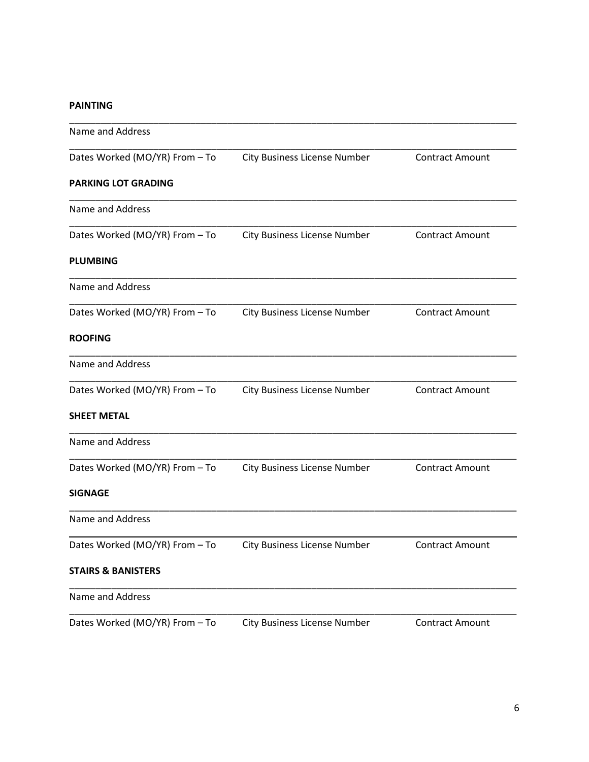**PAINTING**

\_\_\_\_\_\_\_\_\_\_\_\_\_\_\_\_\_\_\_\_\_\_\_\_\_\_\_\_\_\_\_\_\_\_\_\_\_\_\_\_\_\_\_\_\_\_\_\_\_\_\_\_\_\_\_\_\_\_\_\_\_\_\_\_\_\_\_\_\_\_\_\_\_\_\_\_\_\_

Name and Address

\_\_\_\_\_\_\_\_\_\_\_\_\_\_\_\_\_\_\_\_\_\_\_\_\_\_\_\_\_\_\_\_\_\_\_\_\_\_\_\_\_\_\_\_\_\_\_\_\_\_\_\_\_\_\_\_\_\_\_\_\_\_\_\_\_\_\_\_\_\_\_\_\_\_\_\_\_\_

Dates Worked (MO/YR) From – To    City Business License Number    Contract Amount

**PARKING LOT GRADING**

\_\_\_\_\_\_\_\_\_\_\_\_\_\_\_\_\_\_\_\_\_\_\_\_\_\_\_\_\_\_\_\_\_\_\_\_\_\_\_\_\_\_\_\_\_\_\_\_\_\_\_\_\_\_\_\_\_\_\_\_\_\_\_\_\_\_\_\_\_\_\_\_\_\_\_\_\_\_

Name and Address

\_\_\_\_\_\_\_\_\_\_\_\_\_\_\_\_\_\_\_\_\_\_\_\_\_\_\_\_\_\_\_\_\_\_\_\_\_\_\_\_\_\_\_\_\_\_\_\_\_\_\_\_\_\_\_\_\_\_\_\_\_\_\_\_\_\_\_\_\_\_\_\_\_\_\_\_\_\_

Dates Worked (MO/YR) From – To    City Business License Number    Contract Amount

**PLUMBING**

\_\_\_\_\_\_\_\_\_\_\_\_\_\_\_\_\_\_\_\_\_\_\_\_\_\_\_\_\_\_\_\_\_\_\_\_\_\_\_\_\_\_\_\_\_\_\_\_\_\_\_\_\_\_\_\_\_\_\_\_\_\_\_\_\_\_\_\_\_\_\_\_\_\_\_\_\_\_

Name and Address

\_\_\_\_\_\_\_\_\_\_\_\_\_\_\_\_\_\_\_\_\_\_\_\_\_\_\_\_\_\_\_\_\_\_\_\_\_\_\_\_\_\_\_\_\_\_\_\_\_\_\_\_\_\_\_\_\_\_\_\_\_\_\_\_\_\_\_\_\_\_\_\_\_\_\_\_\_\_

Dates Worked (MO/YR) From – To    City Business License Number    Contract Amount

**ROOFING**

\_\_\_\_\_\_\_\_\_\_\_\_\_\_\_\_\_\_\_\_\_\_\_\_\_\_\_\_\_\_\_\_\_\_\_\_\_\_\_\_\_\_\_\_\_\_\_\_\_\_\_\_\_\_\_\_\_\_\_\_\_\_\_\_\_\_\_\_\_\_\_\_\_\_\_\_\_\_

Name and Address

\_\_\_\_\_\_\_\_\_\_\_\_\_\_\_\_\_\_\_\_\_\_\_\_\_\_\_\_\_\_\_\_\_\_\_\_\_\_\_\_\_\_\_\_\_\_\_\_\_\_\_\_\_\_\_\_\_\_\_\_\_\_\_\_\_\_\_\_\_\_\_\_\_\_\_\_\_\_

Dates Worked (MO/YR) From – To    City Business License Number    Contract Amount

**SHEET METAL**

\_\_\_\_\_\_\_\_\_\_\_\_\_\_\_\_\_\_\_\_\_\_\_\_\_\_\_\_\_\_\_\_\_\_\_\_\_\_\_\_\_\_\_\_\_\_\_\_\_\_\_\_\_\_\_\_\_\_\_\_\_\_\_\_\_\_\_\_\_\_\_\_\_\_\_\_\_\_

Name and Address

\_\_\_\_\_\_\_\_\_\_\_\_\_\_\_\_\_\_\_\_\_\_\_\_\_\_\_\_\_\_\_\_\_\_\_\_\_\_\_\_\_\_\_\_\_\_\_\_\_\_\_\_\_\_\_\_\_\_\_\_\_\_\_\_\_\_\_\_\_\_\_\_\_\_\_\_\_\_

Dates Worked (MO/YR) From – To    City Business License Number    Contract Amount

**SIGNAGE**

\_\_\_\_\_\_\_\_\_\_\_\_\_\_\_\_\_\_\_\_\_\_\_\_\_\_\_\_\_\_\_\_\_\_\_\_\_\_\_\_\_\_\_\_\_\_\_\_\_\_\_\_\_\_\_\_\_\_\_\_\_\_\_\_\_\_\_\_\_\_\_\_\_\_\_\_\_\_

Name and Address

\_\_\_\_\_\_\_\_\_\_\_\_\_\_\_\_\_\_\_\_\_\_\_\_\_\_\_\_\_\_\_\_\_\_\_\_\_\_\_\_\_\_\_\_\_\_\_\_\_\_\_\_\_\_\_\_\_\_\_\_\_\_\_\_\_\_\_\_\_\_\_\_\_\_\_\_\_\_

Dates Worked (MO/YR) From – To    City Business License Number    Contract Amount

**STAIRS & BANISTERS**

\_\_\_\_\_\_\_\_\_\_\_\_\_\_\_\_\_\_\_\_\_\_\_\_\_\_\_\_\_\_\_\_\_\_\_\_\_\_\_\_\_\_\_\_\_\_\_\_\_\_\_\_\_\_\_\_\_\_\_\_\_\_\_\_\_\_\_\_\_\_\_\_\_\_\_\_\_\_

Name and Address

\_\_\_\_\_\_\_\_\_\_\_\_\_\_\_\_\_\_\_\_\_\_\_\_\_\_\_\_\_\_\_\_\_\_\_\_\_\_\_\_\_\_\_\_\_\_\_\_\_\_\_\_\_\_\_\_\_\_\_\_\_\_\_\_\_\_\_\_\_\_\_\_\_\_\_\_\_\_

Dates Worked (MO/YR) From – To    City Business License Number    Contract Amount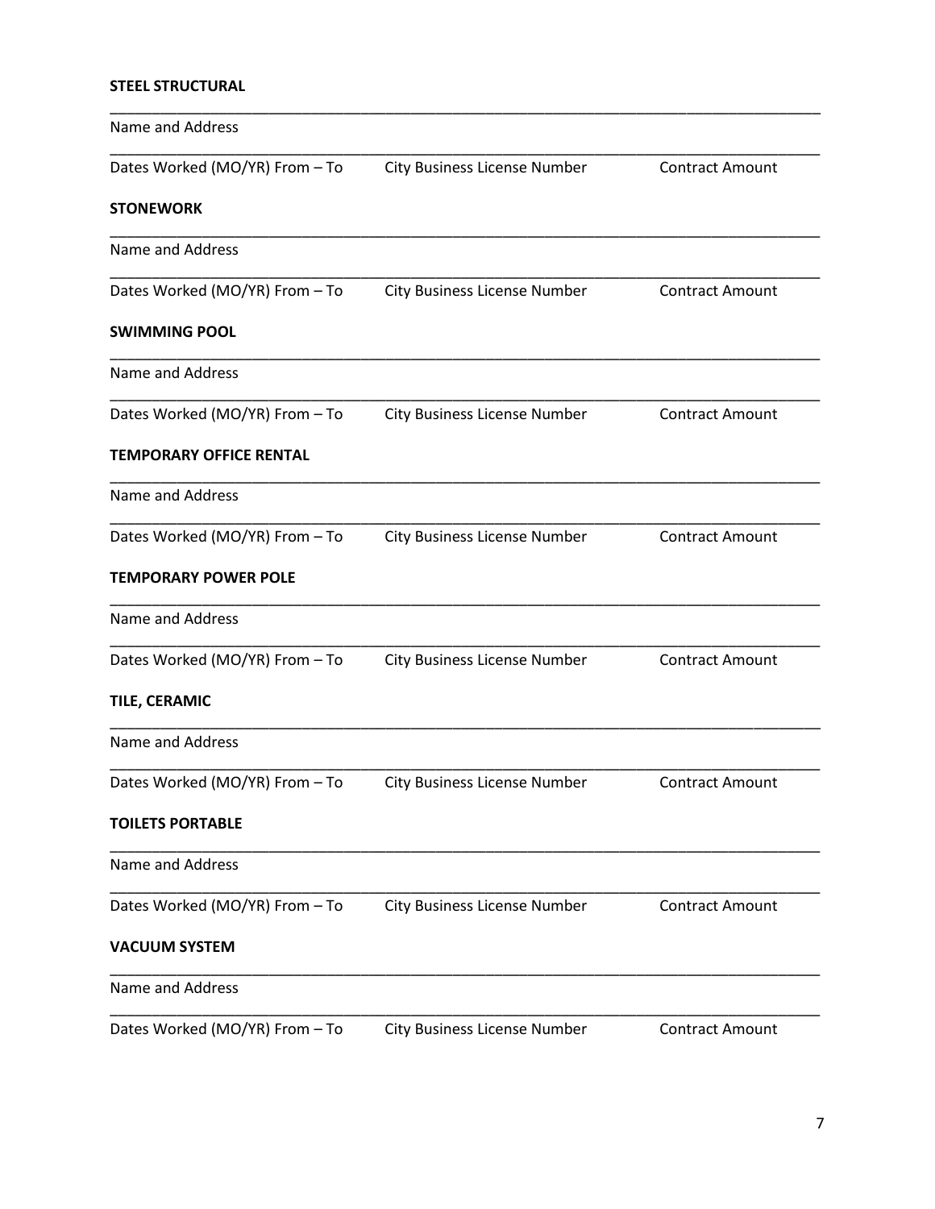**STEEL STRUCTURAL**

\_\_\_\_\_\_\_\_\_\_\_\_\_\_\_\_\_\_\_\_\_\_\_\_\_\_\_\_\_\_\_\_\_\_\_\_\_\_\_\_\_\_\_\_\_\_\_\_\_\_\_\_\_\_\_\_\_\_\_\_\_\_\_\_\_\_\_\_\_\_\_\_\_\_\_\_\_\_

Name and Address

\_\_\_\_\_\_\_\_\_\_\_\_\_\_\_\_\_\_\_\_\_\_\_\_\_\_\_\_\_\_\_\_\_\_\_\_\_\_\_\_\_\_\_\_\_\_\_\_\_\_\_\_\_\_\_\_\_\_\_\_\_\_\_\_\_\_\_\_\_\_\_\_\_\_\_\_\_\_

Dates Worked (MO/YR) From – To　　City Business License Number　　Contract Amount

**STONEWORK**

\_\_\_\_\_\_\_\_\_\_\_\_\_\_\_\_\_\_\_\_\_\_\_\_\_\_\_\_\_\_\_\_\_\_\_\_\_\_\_\_\_\_\_\_\_\_\_\_\_\_\_\_\_\_\_\_\_\_\_\_\_\_\_\_\_\_\_\_\_\_\_\_\_\_\_\_\_\_

Name and Address

\_\_\_\_\_\_\_\_\_\_\_\_\_\_\_\_\_\_\_\_\_\_\_\_\_\_\_\_\_\_\_\_\_\_\_\_\_\_\_\_\_\_\_\_\_\_\_\_\_\_\_\_\_\_\_\_\_\_\_\_\_\_\_\_\_\_\_\_\_\_\_\_\_\_\_\_\_\_

Dates Worked (MO/YR) From – To　　City Business License Number　　Contract Amount

**SWIMMING POOL**

\_\_\_\_\_\_\_\_\_\_\_\_\_\_\_\_\_\_\_\_\_\_\_\_\_\_\_\_\_\_\_\_\_\_\_\_\_\_\_\_\_\_\_\_\_\_\_\_\_\_\_\_\_\_\_\_\_\_\_\_\_\_\_\_\_\_\_\_\_\_\_\_\_\_\_\_\_\_

Name and Address

\_\_\_\_\_\_\_\_\_\_\_\_\_\_\_\_\_\_\_\_\_\_\_\_\_\_\_\_\_\_\_\_\_\_\_\_\_\_\_\_\_\_\_\_\_\_\_\_\_\_\_\_\_\_\_\_\_\_\_\_\_\_\_\_\_\_\_\_\_\_\_\_\_\_\_\_\_\_

Dates Worked (MO/YR) From – To　　City Business License Number　　Contract Amount

**TEMPORARY OFFICE RENTAL**

\_\_\_\_\_\_\_\_\_\_\_\_\_\_\_\_\_\_\_\_\_\_\_\_\_\_\_\_\_\_\_\_\_\_\_\_\_\_\_\_\_\_\_\_\_\_\_\_\_\_\_\_\_\_\_\_\_\_\_\_\_\_\_\_\_\_\_\_\_\_\_\_\_\_\_\_\_\_

Name and Address

\_\_\_\_\_\_\_\_\_\_\_\_\_\_\_\_\_\_\_\_\_\_\_\_\_\_\_\_\_\_\_\_\_\_\_\_\_\_\_\_\_\_\_\_\_\_\_\_\_\_\_\_\_\_\_\_\_\_\_\_\_\_\_\_\_\_\_\_\_\_\_\_\_\_\_\_\_\_

Dates Worked (MO/YR) From – To　　City Business License Number　　Contract Amount

**TEMPORARY POWER POLE**

\_\_\_\_\_\_\_\_\_\_\_\_\_\_\_\_\_\_\_\_\_\_\_\_\_\_\_\_\_\_\_\_\_\_\_\_\_\_\_\_\_\_\_\_\_\_\_\_\_\_\_\_\_\_\_\_\_\_\_\_\_\_\_\_\_\_\_\_\_\_\_\_\_\_\_\_\_\_

Name and Address

\_\_\_\_\_\_\_\_\_\_\_\_\_\_\_\_\_\_\_\_\_\_\_\_\_\_\_\_\_\_\_\_\_\_\_\_\_\_\_\_\_\_\_\_\_\_\_\_\_\_\_\_\_\_\_\_\_\_\_\_\_\_\_\_\_\_\_\_\_\_\_\_\_\_\_\_\_\_

Dates Worked (MO/YR) From – To　　City Business License Number　　Contract Amount

**TILE, CERAMIC**

\_\_\_\_\_\_\_\_\_\_\_\_\_\_\_\_\_\_\_\_\_\_\_\_\_\_\_\_\_\_\_\_\_\_\_\_\_\_\_\_\_\_\_\_\_\_\_\_\_\_\_\_\_\_\_\_\_\_\_\_\_\_\_\_\_\_\_\_\_\_\_\_\_\_\_\_\_\_

Name and Address

\_\_\_\_\_\_\_\_\_\_\_\_\_\_\_\_\_\_\_\_\_\_\_\_\_\_\_\_\_\_\_\_\_\_\_\_\_\_\_\_\_\_\_\_\_\_\_\_\_\_\_\_\_\_\_\_\_\_\_\_\_\_\_\_\_\_\_\_\_\_\_\_\_\_\_\_\_\_

Dates Worked (MO/YR) From – To　　City Business License Number　　Contract Amount

**TOILETS PORTABLE**

\_\_\_\_\_\_\_\_\_\_\_\_\_\_\_\_\_\_\_\_\_\_\_\_\_\_\_\_\_\_\_\_\_\_\_\_\_\_\_\_\_\_\_\_\_\_\_\_\_\_\_\_\_\_\_\_\_\_\_\_\_\_\_\_\_\_\_\_\_\_\_\_\_\_\_\_\_\_

Name and Address

\_\_\_\_\_\_\_\_\_\_\_\_\_\_\_\_\_\_\_\_\_\_\_\_\_\_\_\_\_\_\_\_\_\_\_\_\_\_\_\_\_\_\_\_\_\_\_\_\_\_\_\_\_\_\_\_\_\_\_\_\_\_\_\_\_\_\_\_\_\_\_\_\_\_\_\_\_\_

Dates Worked (MO/YR) From – To　　City Business License Number　　Contract Amount

**VACUUM SYSTEM**

\_\_\_\_\_\_\_\_\_\_\_\_\_\_\_\_\_\_\_\_\_\_\_\_\_\_\_\_\_\_\_\_\_\_\_\_\_\_\_\_\_\_\_\_\_\_\_\_\_\_\_\_\_\_\_\_\_\_\_\_\_\_\_\_\_\_\_\_\_\_\_\_\_\_\_\_\_\_

Name and Address

\_\_\_\_\_\_\_\_\_\_\_\_\_\_\_\_\_\_\_\_\_\_\_\_\_\_\_\_\_\_\_\_\_\_\_\_\_\_\_\_\_\_\_\_\_\_\_\_\_\_\_\_\_\_\_\_\_\_\_\_\_\_\_\_\_\_\_\_\_\_\_\_\_\_\_\_\_\_

Dates Worked (MO/YR) From – To　　City Business License Number　　Contract Amount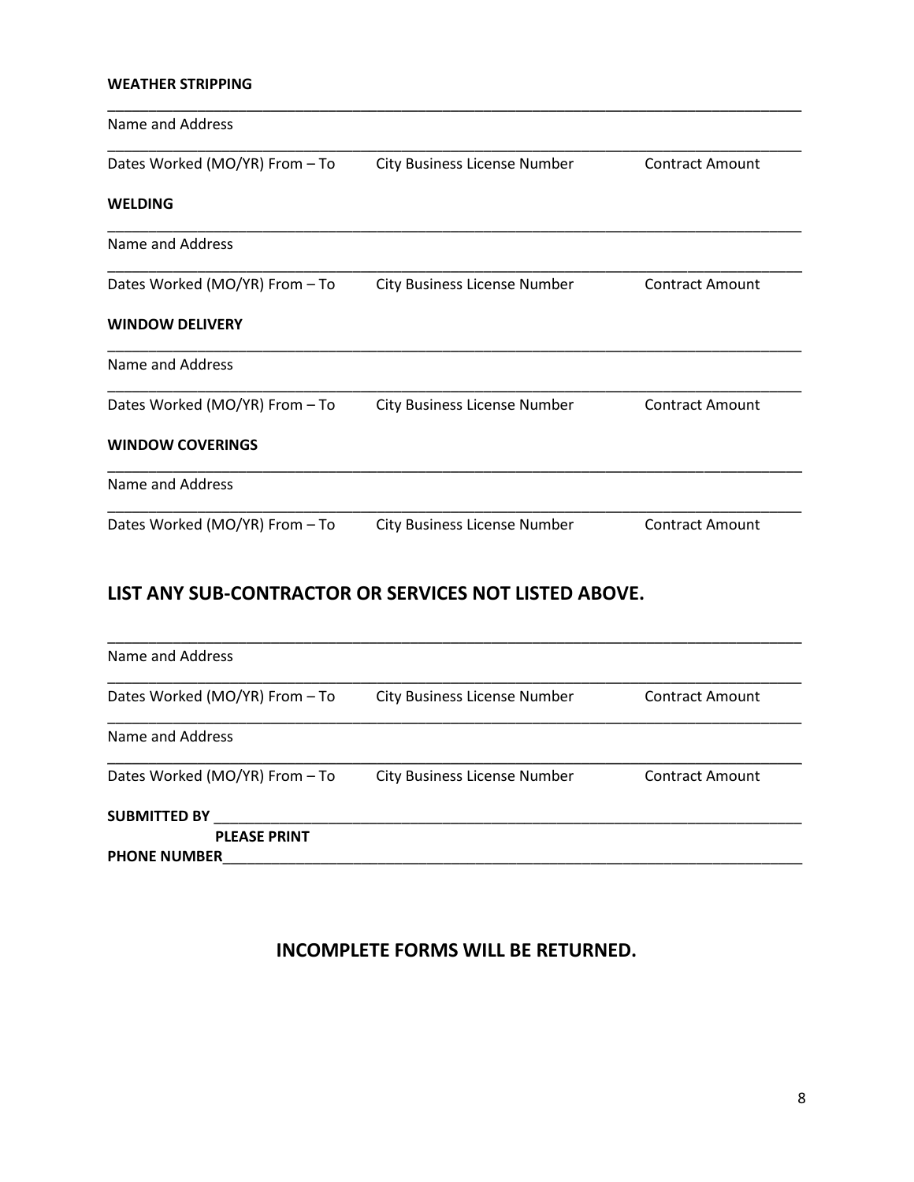**WEATHER STRIPPING**

\_\_\_\_\_\_\_\_\_\_\_\_\_\_\_\_\_\_\_\_\_\_\_\_\_\_\_\_\_\_\_\_\_\_\_\_\_\_\_\_\_\_\_\_\_\_\_\_\_\_\_\_\_\_\_\_\_\_\_\_\_\_\_\_\_\_\_\_\_\_\_\_\_\_\_\_
Name and Address

\_\_\_\_\_\_\_\_\_\_\_\_\_\_\_\_\_\_\_\_\_\_\_\_\_\_\_\_\_\_\_\_\_\_\_\_\_\_\_\_\_\_\_\_\_\_\_\_\_\_\_\_\_\_\_\_\_\_\_\_\_\_\_\_\_\_\_\_\_\_\_\_\_\_\_\_
Dates Worked (MO/YR) From – To          City Business License Number          Contract Amount

**WELDING**

\_\_\_\_\_\_\_\_\_\_\_\_\_\_\_\_\_\_\_\_\_\_\_\_\_\_\_\_\_\_\_\_\_\_\_\_\_\_\_\_\_\_\_\_\_\_\_\_\_\_\_\_\_\_\_\_\_\_\_\_\_\_\_\_\_\_\_\_\_\_\_\_\_\_\_\_
Name and Address

\_\_\_\_\_\_\_\_\_\_\_\_\_\_\_\_\_\_\_\_\_\_\_\_\_\_\_\_\_\_\_\_\_\_\_\_\_\_\_\_\_\_\_\_\_\_\_\_\_\_\_\_\_\_\_\_\_\_\_\_\_\_\_\_\_\_\_\_\_\_\_\_\_\_\_\_
Dates Worked (MO/YR) From – To          City Business License Number          Contract Amount

**WINDOW DELIVERY**

\_\_\_\_\_\_\_\_\_\_\_\_\_\_\_\_\_\_\_\_\_\_\_\_\_\_\_\_\_\_\_\_\_\_\_\_\_\_\_\_\_\_\_\_\_\_\_\_\_\_\_\_\_\_\_\_\_\_\_\_\_\_\_\_\_\_\_\_\_\_\_\_\_\_\_\_
Name and Address

\_\_\_\_\_\_\_\_\_\_\_\_\_\_\_\_\_\_\_\_\_\_\_\_\_\_\_\_\_\_\_\_\_\_\_\_\_\_\_\_\_\_\_\_\_\_\_\_\_\_\_\_\_\_\_\_\_\_\_\_\_\_\_\_\_\_\_\_\_\_\_\_\_\_\_\_
Dates Worked (MO/YR) From – To          City Business License Number          Contract Amount

**WINDOW COVERINGS**

\_\_\_\_\_\_\_\_\_\_\_\_\_\_\_\_\_\_\_\_\_\_\_\_\_\_\_\_\_\_\_\_\_\_\_\_\_\_\_\_\_\_\_\_\_\_\_\_\_\_\_\_\_\_\_\_\_\_\_\_\_\_\_\_\_\_\_\_\_\_\_\_\_\_\_\_
Name and Address

\_\_\_\_\_\_\_\_\_\_\_\_\_\_\_\_\_\_\_\_\_\_\_\_\_\_\_\_\_\_\_\_\_\_\_\_\_\_\_\_\_\_\_\_\_\_\_\_\_\_\_\_\_\_\_\_\_\_\_\_\_\_\_\_\_\_\_\_\_\_\_\_\_\_\_\_
Dates Worked (MO/YR) From – To          City Business License Number          Contract Amount

## LIST ANY SUB-CONTRACTOR OR SERVICES NOT LISTED ABOVE.

\_\_\_\_\_\_\_\_\_\_\_\_\_\_\_\_\_\_\_\_\_\_\_\_\_\_\_\_\_\_\_\_\_\_\_\_\_\_\_\_\_\_\_\_\_\_\_\_\_\_\_\_\_\_\_\_\_\_\_\_\_\_\_\_\_\_\_\_\_\_\_\_\_\_\_\_
Name and Address

\_\_\_\_\_\_\_\_\_\_\_\_\_\_\_\_\_\_\_\_\_\_\_\_\_\_\_\_\_\_\_\_\_\_\_\_\_\_\_\_\_\_\_\_\_\_\_\_\_\_\_\_\_\_\_\_\_\_\_\_\_\_\_\_\_\_\_\_\_\_\_\_\_\_\_\_
Dates Worked (MO/YR) From – To          City Business License Number          Contract Amount

\_\_\_\_\_\_\_\_\_\_\_\_\_\_\_\_\_\_\_\_\_\_\_\_\_\_\_\_\_\_\_\_\_\_\_\_\_\_\_\_\_\_\_\_\_\_\_\_\_\_\_\_\_\_\_\_\_\_\_\_\_\_\_\_\_\_\_\_\_\_\_\_\_\_\_\_
Name and Address

\_\_\_\_\_\_\_\_\_\_\_\_\_\_\_\_\_\_\_\_\_\_\_\_\_\_\_\_\_\_\_\_\_\_\_\_\_\_\_\_\_\_\_\_\_\_\_\_\_\_\_\_\_\_\_\_\_\_\_\_\_\_\_\_\_\_\_\_\_\_\_\_\_\_\_\_
Dates Worked (MO/YR) From – To          City Business License Number          Contract Amount

**SUBMITTED BY** \_\_\_\_\_\_\_\_\_\_\_\_\_\_\_\_\_\_\_\_\_\_\_\_\_\_\_\_\_\_\_\_\_\_\_\_\_\_\_\_\_\_\_\_\_\_\_\_\_\_\_\_\_\_\_\_\_\_\_\_\_\_\_\_
**PLEASE PRINT**
**PHONE NUMBER**\_\_\_\_\_\_\_\_\_\_\_\_\_\_\_\_\_\_\_\_\_\_\_\_\_\_\_\_\_\_\_\_\_\_\_\_\_\_\_\_\_\_\_\_\_\_\_\_\_\_\_\_\_\_\_\_\_\_\_\_\_\_\_\_

## INCOMPLETE FORMS WILL BE RETURNED.